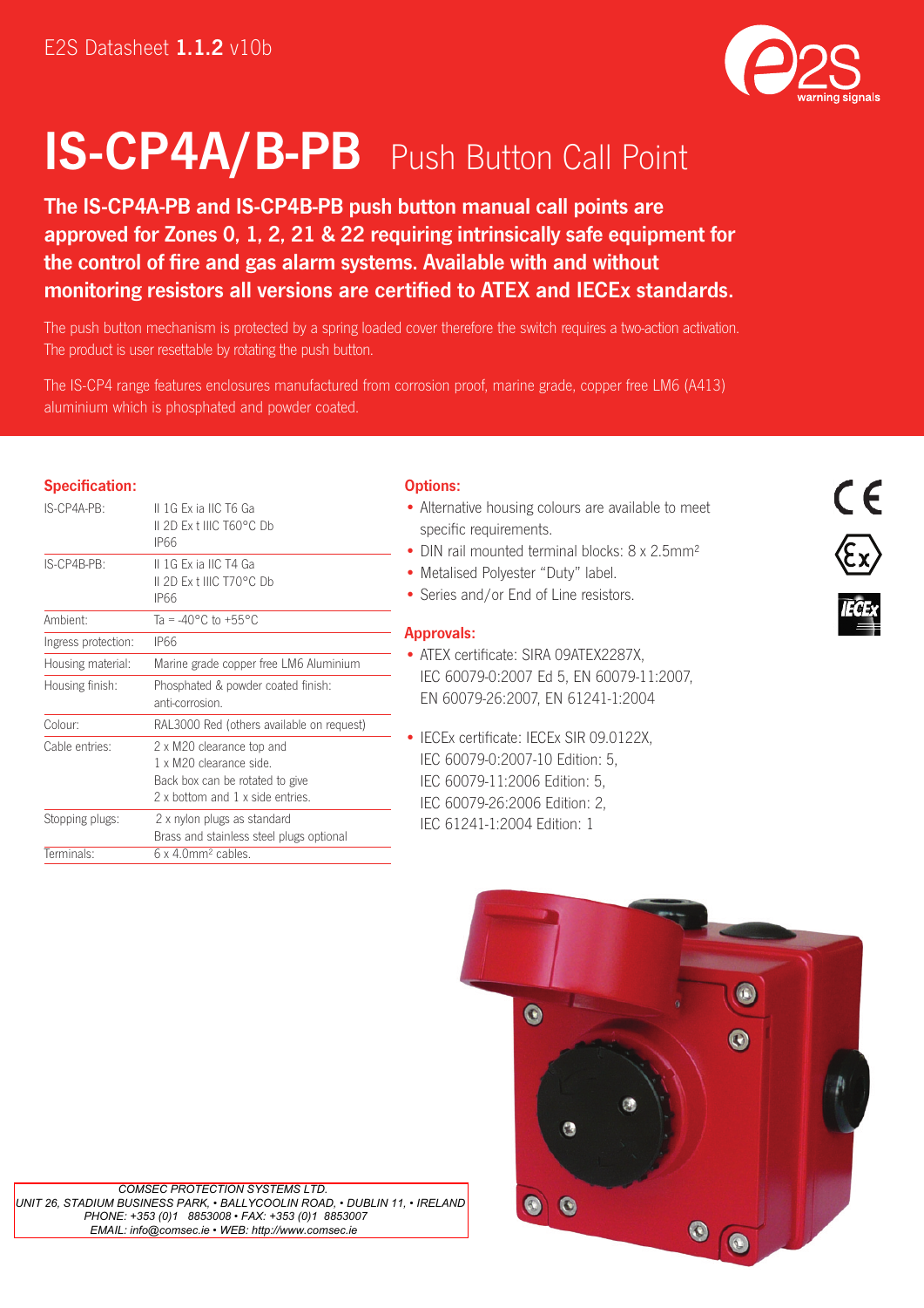E2S Datasheet **1.1.2** v10b

# IS-CP4A/B-PB Push Button Call Point

**The IS-CP4A-PB and IS-CP4B-PB push button manual call points are approved for Zones 0, 1, 2, 21 & 22 requiring intrinsically safe equipment for the control of fire and gas alarm systems. Available with and without monitoring resistors all versions are certified to ATEX and IECEx standards.**

The push button mechanism is protected by a spring loaded cover therefore the switch requires a two-action activation. The product is user resettable by rotating the push button.

The IS-CP4 range features enclosures manufactured from corrosion proof, marine grade, copper free LM6 (A413) aluminium which is phosphated and powder coated.

## Specification:

| | |
|---|---|
| IS-CP4A-PB: | II 1G Ex ia IIC T6 Ga<br>II 2D Ex t IIIC T60°C Db<br>IP66 |
| IS-CP4B-PB: | II 1G Ex ia IIC T4 Ga<br>II 2D Ex t IIIC T70°C Db<br>IP66 |
| Ambient: | Ta = -40°C to +55°C |
| Ingress protection: | IP66 |
| Housing material: | Marine grade copper free LM6 Aluminium |
| Housing finish: | Phosphated & powder coated finish: anti-corrosion. |
| Colour: | RAL3000 Red (others available on request) |
| Cable entries: | 2 x M20 clearance top and<br>1 x M20 clearance side.<br>Back box can be rotated to give<br>2 x bottom and 1 x side entries. |
| Stopping plugs: | 2 x nylon plugs as standard<br>Brass and stainless steel plugs optional |
| Terminals: | 6 x 4.0mm² cables. |

## Options:

- Alternative housing colours are available to meet specific requirements.
- DIN rail mounted terminal blocks: 8 x 2.5mm²
- Metalised Polyester “Duty” label.
- Series and/or End of Line resistors.

## Approvals:

- ATEX certificate: SIRA 09ATEX2287X, IEC 60079-0:2007 Ed 5, EN 60079-11:2007, EN 60079-26:2007, EN 61241-1:2004
- IECEx certificate: IECEx SIR 09.0122X, IEC 60079-0:2007-10 Edition: 5, IEC 60079-11:2006 Edition: 5, IEC 60079-26:2006 Edition: 2, IEC 61241-1:2004 Edition: 1

*COMSEC PROTECTION SYSTEMS LTD.*
*UNIT 26, STADIUM BUSINESS PARK, • BALLYCOOLIN ROAD, • DUBLIN 11, • IRELAND*
*PHONE: +353 (0)1 8853008 • FAX: +353 (0)1 8853007*
*EMAIL: info@comsec.ie • WEB: http://www.comsec.ie*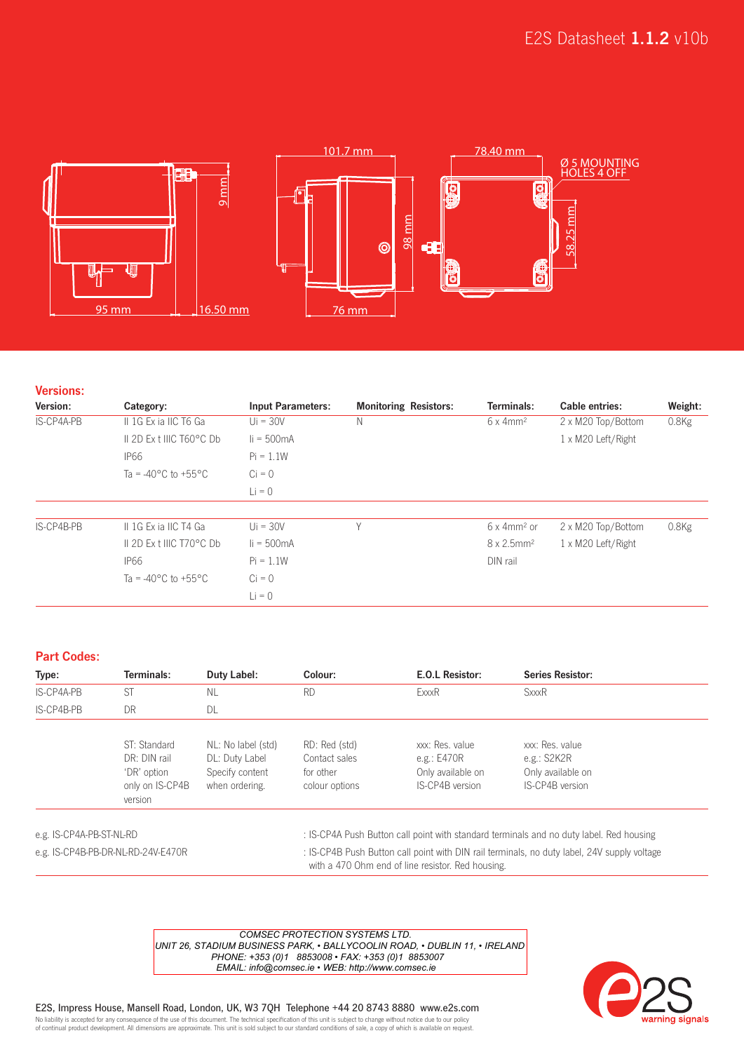E2S Datasheet **1.1.2** v10b

95 mm | 16.50 mm | 9 mm | 101.7 mm | 98 mm | 76 mm | 78.40 mm | Ø 5 MOUNTING HOLES 4 OFF | 58.25 mm

## Versions:

| Version: | Category: | Input Parameters: | Monitoring Resistors: | Terminals: | Cable entries: | Weight: |
|---|---|---|---|---|---|---|
| IS-CP4A-PB | II 1G Ex ia IIC T6 Ga | Ui = 30V | N | 6 x 4mm² | 2 x M20 Top/Bottom | 0.8Kg |
| | II 2D Ex t IIIC T60°C Db | Ii = 500mA | | | 1 x M20 Left/Right | |
| | IP66 | Pi = 1.1W | | | | |
| | Ta = -40°C to +55°C | Ci = 0 | | | | |
| | | Li = 0 | | | | |
| IS-CP4B-PB | II 1G Ex ia IIC T4 Ga | Ui = 30V | Y | 6 x 4mm² or | 2 x M20 Top/Bottom | 0.8Kg |
| | II 2D Ex t IIIC T70°C Db | Ii = 500mA | | 8 x 2.5mm² | 1 x M20 Left/Right | |
| | IP66 | Pi = 1.1W | | DIN rail | | |
| | Ta = -40°C to +55°C | Ci = 0 | | | | |
| | | Li = 0 | | | | |

## Part Codes:

| Type: | Terminals: | Duty Label: | Colour: | E.O.L Resistor: | Series Resistor: |
|---|---|---|---|---|---|
| IS-CP4A-PB | ST | NL | RD | ExxxR | SxxxR |
| IS-CP4B-PB | DR | DL | | | |
| | ST: Standard DR: DIN rail 'DR' option only on IS-CP4B version | NL: No label (std) DL: Duty Label Specify content when ordering. | RD: Red (std) Contact sales for other colour options | xxx: Res. value e.g.: E470R Only available on IS-CP4B version | xxx: Res. value e.g.: S2K2R Only available on IS-CP4B version |

e.g. IS-CP4A-PB-ST-NL-RD : IS-CP4A Push Button call point with standard terminals and no duty label. Red housing

e.g. IS-CP4B-PB-DR-NL-RD-24V-E470R : IS-CP4B Push Button call point with DIN rail terminals, no duty label, 24V supply voltage with a 470 Ohm end of line resistor. Red housing.

*COMSEC PROTECTION SYSTEMS LTD.*
*UNIT 26, STADIUM BUSINESS PARK, • BALLYCOOLIN ROAD, • DUBLIN 11, • IRELAND*
*PHONE: +353 (0)1 8853008 • FAX: +353 (0)1 8853007*
*EMAIL: info@comsec.ie • WEB: http://www.comsec.ie*

E2S, Impress House, Mansell Road, London, UK, W3 7QH Telephone +44 20 8743 8880 www.e2s.com

No liability is accepted for any consequence of the use of this document. The technical specification of this unit is subject to change without notice due to our policy of continual product development. All dimensions are approximate. This unit is sold subject to our standard conditions of sale, a copy of which is available on request.

e2S warning signals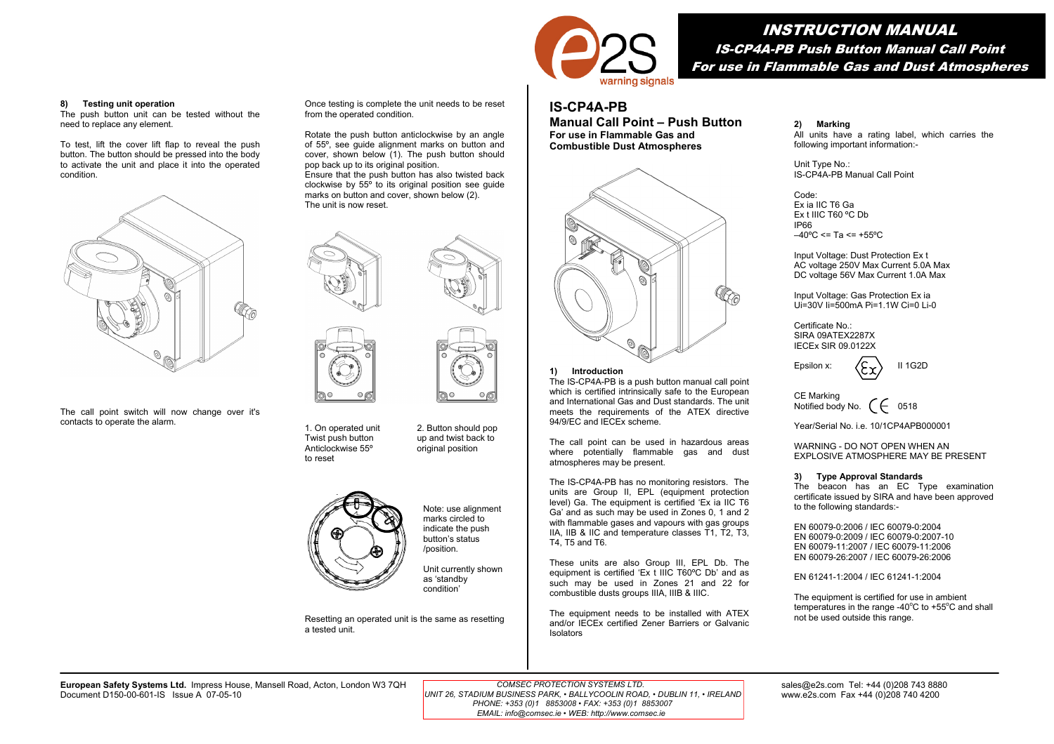# INSTRUCTION MANUAL

*IS-CP4A-PB Push Button Manual Call Point*
*For use in Flammable Gas and Dust Atmospheres*

### 8) Testing unit operation

The push button unit can be tested without the need to replace any element.

To test, lift the cover lift flap to reveal the push button. The button should be pressed into the body to activate the unit and place it into the operated condition.

The call point switch will now change over it's contacts to operate the alarm.

Once testing is complete the unit needs to be reset from the operated condition.

Rotate the push button anticlockwise by an angle of 55º, see guide alignment marks on button and cover, shown below (1). The push button should pop back up to its original position.
Ensure that the push button has also twisted back clockwise by 55º to its original position see guide marks on button and cover, shown below (2).
The unit is now reset.

1. On operated unit Twist push button Anticlockwise 55º to reset

2. Button should pop up and twist back to original position

Note: use alignment marks circled to indicate the push button's status /position.

Unit currently shown as 'standby condition'

Resetting an operated unit is the same as resetting a tested unit.

## IS-CP4A-PB

**Manual Call Point – Push Button**
**For use in Flammable Gas and Combustible Dust Atmospheres**

### 1) Introduction

The IS-CP4A-PB is a push button manual call point which is certified intrinsically safe to the European and International Gas and Dust standards. The unit meets the requirements of the ATEX directive 94/9/EC and IECEx scheme.

The call point can be used in hazardous areas where potentially flammable gas and dust atmospheres may be present.

The IS-CP4A-PB has no monitoring resistors. The units are Group II, EPL (equipment protection level) Ga. The equipment is certified 'Ex ia IIC T6 Ga' and as such may be used in Zones 0, 1 and 2 with flammable gases and vapours with gas groups IIA, IIB & IIC and temperature classes T1, T2, T3, T4, T5 and T6.

These units are also Group III, EPL Db. The equipment is certified 'Ex t IIIC T60ºC Db' and as such may be used in Zones 21 and 22 for combustible dusts groups IIIA, IIIB & IIIC.

The equipment needs to be installed with ATEX and/or IECEx certified Zener Barriers or Galvanic Isolators

### 2) Marking

All units have a rating label, which carries the following important information:-

Unit Type No.:
IS-CP4A-PB Manual Call Point

Code:
Ex ia IIC T6 Ga
Ex t IIIC T60 ºC Db
IP66
–40ºC <= Ta <= +55ºC

Input Voltage: Dust Protection Ex t
AC voltage 250V Max Current 5.0A Max
DC voltage 56V Max Current 1.0A Max

Input Voltage: Gas Protection Ex ia
Ui=30V Ii=500mA Pi=1.1W Ci=0 Li-0

Certificate No.:
SIRA 09ATEX2287X
IECEx SIR 09.0122X

Epsilon x: Ex II 1G2D

CE Marking
Notified body No. CE 0518

Year/Serial No. i.e. 10/1CP4APB000001

WARNING - DO NOT OPEN WHEN AN EXPLOSIVE ATMOSPHERE MAY BE PRESENT

### 3) Type Approval Standards

The beacon has an EC Type examination certificate issued by SIRA and have been approved to the following standards:-

EN 60079-0:2006 / IEC 60079-0:2004
EN 60079-0:2009 / IEC 60079-0:2007-10
EN 60079-11:2007 / IEC 60079-11:2006
EN 60079-26:2007 / IEC 60079-26:2006

EN 61241-1:2004 / IEC 61241-1:2004

The equipment is certified for use in ambient temperatures in the range -40°C to +55°C and shall not be used outside this range.

**European Safety Systems Ltd.** Impress House, Mansell Road, Acton, London W3 7QH
Document D150-00-601-IS Issue A 07-05-10

*COMSEC PROTECTION SYSTEMS LTD.*
*UNIT 26, STADIUM BUSINESS PARK, • BALLYCOOLIN ROAD, • DUBLIN 11, • IRELAND*
*PHONE: +353 (0)1 8853008 • FAX: +353 (0)1 8853007*
*EMAIL: info@comsec.ie • WEB: http://www.comsec.ie*

sales@e2s.com Tel: +44 (0)208 743 8880
www.e2s.com Fax +44 (0)208 740 4200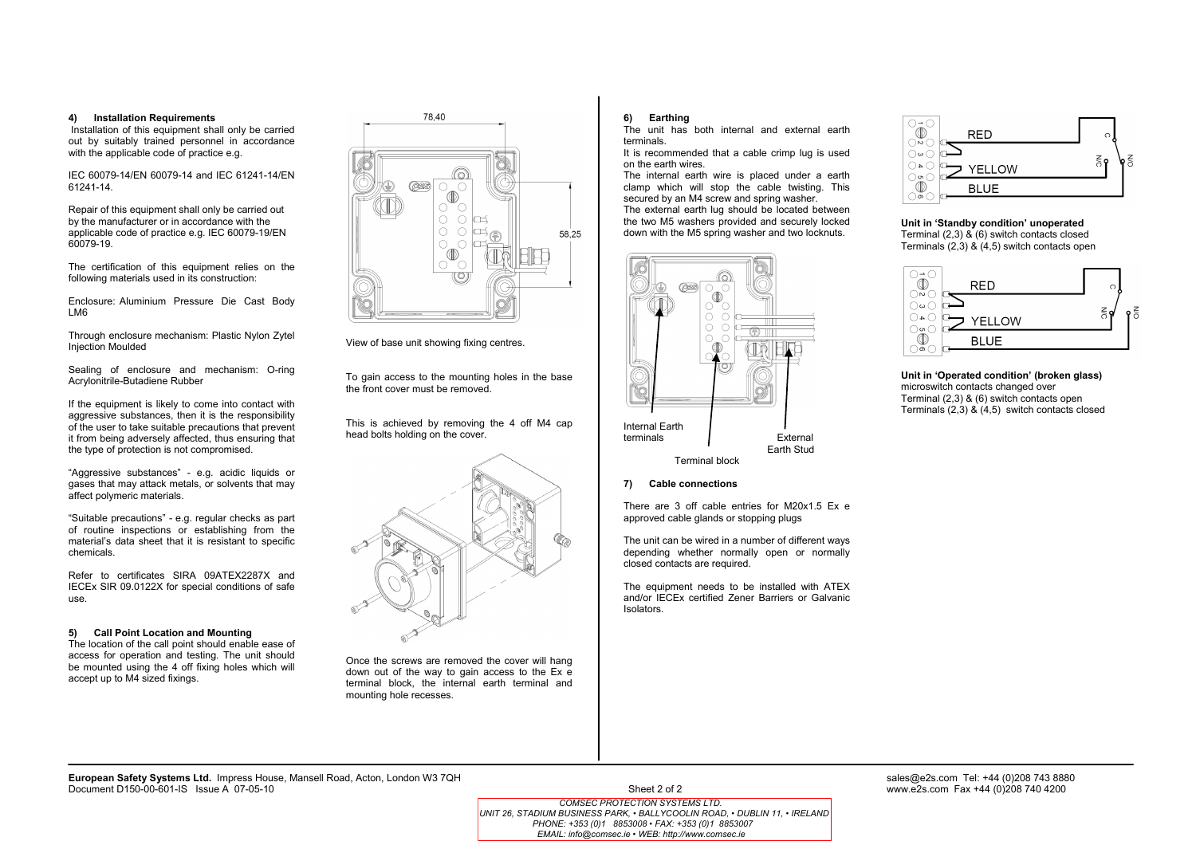## 4) Installation Requirements

Installation of this equipment shall only be carried out by suitably trained personnel in accordance with the applicable code of practice e.g.

IEC 60079-14/EN 60079-14 and IEC 61241-14/EN 61241-14.

Repair of this equipment shall only be carried out by the manufacturer or in accordance with the applicable code of practice e.g. IEC 60079-19/EN 60079-19.

The certification of this equipment relies on the following materials used in its construction:

Enclosure: Aluminium Pressure Die Cast Body LM6

Through enclosure mechanism: Plastic Nylon Zytel Injection Moulded

Sealing of enclosure and mechanism: O-ring Acrylonitrile-Butadiene Rubber

If the equipment is likely to come into contact with aggressive substances, then it is the responsibility of the user to take suitable precautions that prevent it from being adversely affected, thus ensuring that the type of protection is not compromised.

"Aggressive substances" - e.g. acidic liquids or gases that may attack metals, or solvents that may affect polymeric materials.

"Suitable precautions" - e.g. regular checks as part of routine inspections or establishing from the material's data sheet that it is resistant to specific chemicals.

Refer to certificates SIRA 09ATEX2287X and IECEx SIR 09.0122X for special conditions of safe use.

## 5) Call Point Location and Mounting

The location of the call point should enable ease of access for operation and testing. The unit should be mounted using the 4 off fixing holes which will accept up to M4 sized fixings.

78,40

58,25

View of base unit showing fixing centres.

To gain access to the mounting holes in the base the front cover must be removed.

This is achieved by removing the 4 off M4 cap head bolts holding on the cover.

Once the screws are removed the cover will hang down out of the way to gain access to the Ex e terminal block, the internal earth terminal and mounting hole recesses.

## 6) Earthing

The unit has both internal and external earth terminals.

It is recommended that a cable crimp lug is used on the earth wires.

The internal earth wire is placed under a earth clamp which will stop the cable twisting. This secured by an M4 screw and spring washer.

The external earth lug should be located between the two M5 washers provided and securely locked down with the M5 spring washer and two locknuts.

Internal Earth terminals

External Earth Stud

Terminal block

## 7) Cable connections

There are 3 off cable entries for M20x1.5 Ex e approved cable glands or stopping plugs

The unit can be wired in a number of different ways depending whether normally open or normally closed contacts are required.

The equipment needs to be installed with ATEX and/or IECEx certified Zener Barriers or Galvanic Isolators.

RED

YELLOW

BLUE

C

N/C

N/O

**Unit in 'Standby condition' unoperated**

Terminal (2,3) & (6) switch contacts closed
Terminals (2,3) & (4,5) switch contacts open

RED

YELLOW

BLUE

C

N/C

N/O

**Unit in 'Operated condition' (broken glass)**

microswitch contacts changed over
Terminal (2,3) & (6) switch contacts open
Terminals (2,3) & (4,5) switch contacts closed

**European Safety Systems Ltd.** Impress House, Mansell Road, Acton, London W3 7QH
Document D150-00-601-IS Issue A 07-05-10

sales@e2s.com Tel: +44 (0)208 743 8880
www.e2s.com Fax +44 (0)208 740 4200

*COMSEC PROTECTION SYSTEMS LTD.*
*UNIT 26, STADIUM BUSINESS PARK, • BALLYCOOLIN ROAD, • DUBLIN 11, • IRELAND*
*PHONE: +353 (0)1 8853008 • FAX: +353 (0)1 8853007*
*EMAIL: info@comsec.ie • WEB: http://www.comsec.ie*